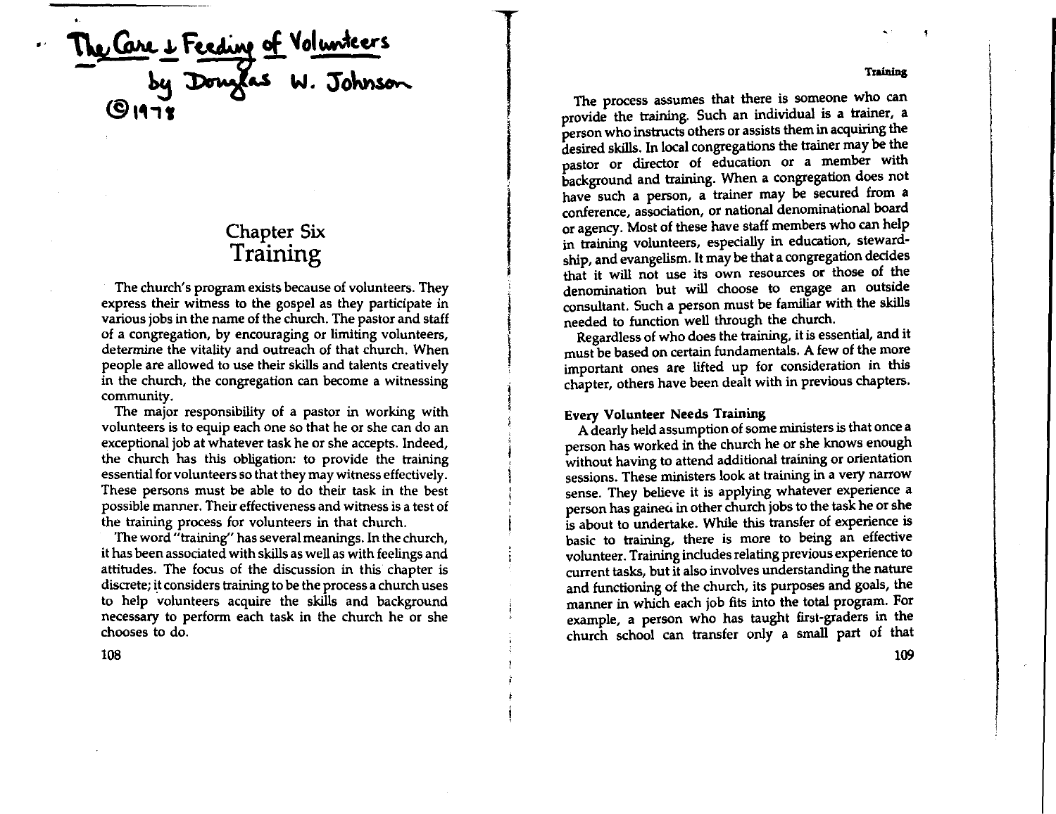The Care & Feeding of Volunteers
by Douglas W. Johnson
©1978

# Chapter Six
# Training

The church's program exists because of volunteers. They express their witness to the gospel as they participate in various jobs in the name of the church. The pastor and staff of a congregation, by encouraging or limiting volunteers, determine the vitality and outreach of that church. When people are allowed to use their skills and talents creatively in the church, the congregation can become a witnessing community.

The major responsibility of a pastor in working with volunteers is to equip each one so that he or she can do an exceptional job at whatever task he or she accepts. Indeed, the church has this obligation: to provide the training essential for volunteers so that they may witness effectively. These persons must be able to do their task in the best possible manner. Their effectiveness and witness is a test of the training process for volunteers in that church.

The word "training" has several meanings. In the church, it has been associated with skills as well as with feelings and attitudes. The focus of the discussion in this chapter is discrete; it considers training to be the process a church uses to help volunteers acquire the skills and background necessary to perform each task in the church he or she chooses to do.

The process assumes that there is someone who can provide the training. Such an individual is a trainer, a person who instructs others or assists them in acquiring the desired skills. In local congregations the trainer may be the pastor or director of education or a member with background and training. When a congregation does not have such a person, a trainer may be secured from a conference, association, or national denominational board or agency. Most of these have staff members who can help in training volunteers, especially in education, stewardship, and evangelism. It may be that a congregation decides that it will not use its own resources or those of the denomination but will choose to engage an outside consultant. Such a person must be familiar with the skills needed to function well through the church.

Regardless of who does the training, it is essential, and it must be based on certain fundamentals. A few of the more important ones are lifted up for consideration in this chapter, others have been dealt with in previous chapters.

### Every Volunteer Needs Training

A dearly held assumption of some ministers is that once a person has worked in the church he or she knows enough without having to attend additional training or orientation sessions. These ministers look at training in a very narrow sense. They believe it is applying whatever experience a person has gained in other church jobs to the task he or she is about to undertake. While this transfer of experience is basic to training, there is more to being an effective volunteer. Training includes relating previous experience to current tasks, but it also involves understanding the nature and functioning of the church, its purposes and goals, the manner in which each job fits into the total program. For example, a person who has taught first-graders in the church school can transfer only a small part of that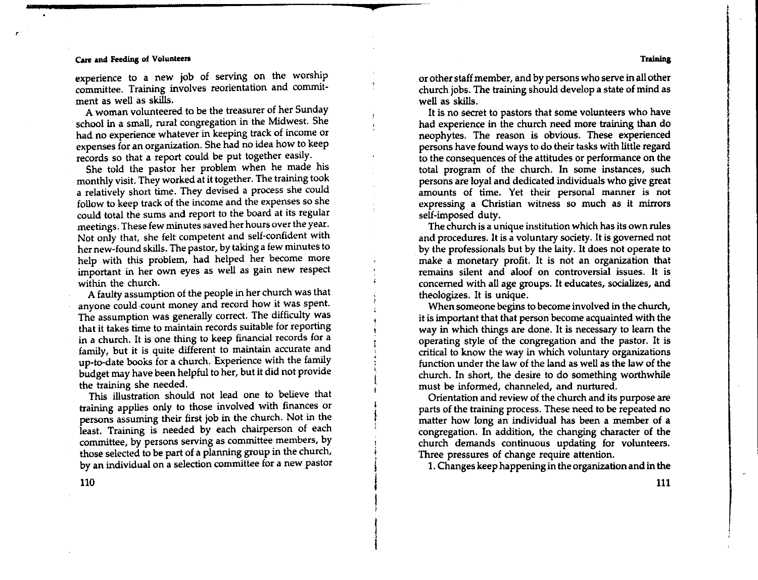experience to a new job of serving on the worship committee. Training involves reorientation and commitment as well as skills.

A woman volunteered to be the treasurer of her Sunday school in a small, rural congregation in the Midwest. She had no experience whatever in keeping track of income or expenses for an organization. She had no idea how to keep records so that a report could be put together easily.

She told the pastor her problem when he made his monthly visit. They worked at it together. The training took a relatively short time. They devised a process she could follow to keep track of the income and the expenses so she could total the sums and report to the board at its regular meetings. These few minutes saved her hours over the year. Not only that, she felt competent and self-confident with her new-found skills. The pastor, by taking a few minutes to help with this problem, had helped her become more important in her own eyes as well as gain new respect within the church.

A faulty assumption of the people in her church was that anyone could count money and record how it was spent. The assumption was generally correct. The difficulty was that it takes time to maintain records suitable for reporting in a church. It is one thing to keep financial records for a family, but it is quite different to maintain accurate and up-to-date books for a church. Experience with the family budget may have been helpful to her, but it did not provide the training she needed.

This illustration should not lead one to believe that training applies only to those involved with finances or persons assuming their first job in the church. Not in the least. Training is needed by each chairperson of each committee, by persons serving as committee members, by those selected to be part of a planning group in the church, by an individual on a selection committee for a new pastor or other staff member, and by persons who serve in all other church jobs. The training should develop a state of mind as well as skills.

It is no secret to pastors that some volunteers who have had experience in the church need more training than do neophytes. The reason is obvious. These experienced persons have found ways to do their tasks with little regard to the consequences of the attitudes or performance on the total program of the church. In some instances, such persons are loyal and dedicated individuals who give great amounts of time. Yet their personal manner is not expressing a Christian witness so much as it mirrors self-imposed duty.

The church is a unique institution which has its own rules and procedures. It is a voluntary society. It is governed not by the professionals but by the laity. It does not operate to make a monetary profit. It is not an organization that remains silent and aloof on controversial issues. It is concerned with all age groups. It educates, socializes, and theologizes. It is unique.

When someone begins to become involved in the church, it is important that that person become acquainted with the way in which things are done. It is necessary to learn the operating style of the congregation and the pastor. It is critical to know the way in which voluntary organizations function under the law of the land as well as the law of the church. In short, the desire to do something worthwhile must be informed, channeled, and nurtured.

Orientation and review of the church and its purpose are parts of the training process. These need to be repeated no matter how long an individual has been a member of a congregation. In addition, the changing character of the church demands continuous updating for volunteers. Three pressures of change require attention.

1. Changes keep happening in the organization and in the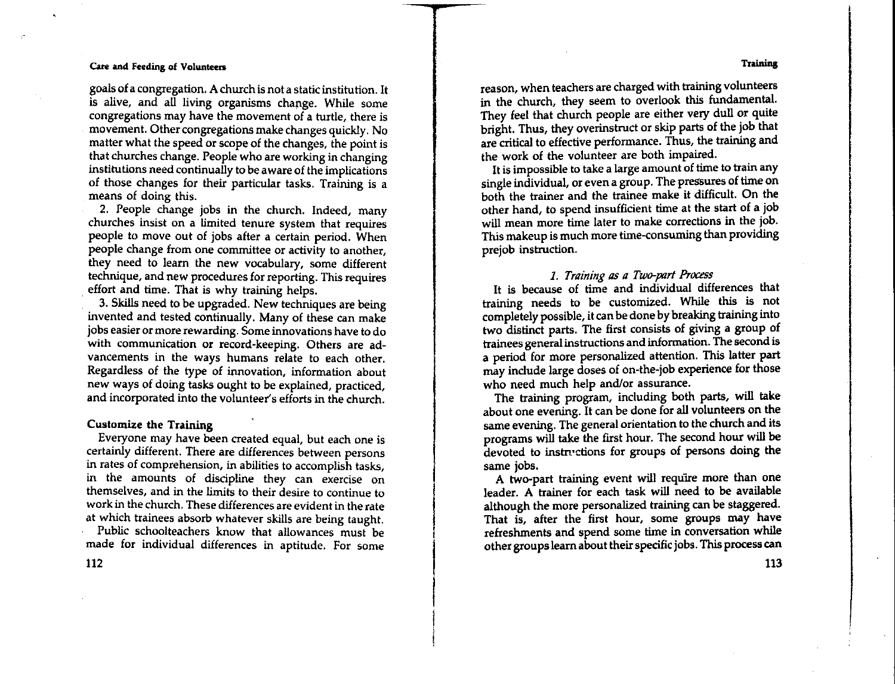goals of a congregation. A church is not a static institution. It is alive, and all living organisms change. While some congregations may have the movement of a turtle, there is movement. Other congregations make changes quickly. No matter what the speed or scope of the changes, the point is that churches change. People who are working in changing institutions need continually to be aware of the implications of those changes for their particular tasks. Training is a means of doing this.

2. People change jobs in the church. Indeed, many churches insist on a limited tenure system that requires people to move out of jobs after a certain period. When people change from one committee or activity to another, they need to learn the new vocabulary, some different technique, and new procedures for reporting. This requires effort and time. That is why training helps.

3. Skills need to be upgraded. New techniques are being invented and tested continually. Many of these can make jobs easier or more rewarding. Some innovations have to do with communication or record-keeping. Others are advancements in the ways humans relate to each other. Regardless of the type of innovation, information about new ways of doing tasks ought to be explained, practiced, and incorporated into the volunteer's efforts in the church.

### Customize the Training

Everyone may have been created equal, but each one is certainly different. There are differences between persons in rates of comprehension, in abilities to accomplish tasks, in the amounts of discipline they can exercise on themselves, and in the limits to their desire to continue to work in the church. These differences are evident in the rate at which trainees absorb whatever skills are being taught.

Public schoolteachers know that allowances must be made for individual differences in aptitude. For some reason, when teachers are charged with training volunteers in the church, they seem to overlook this fundamental. They feel that church people are either very dull or quite bright. Thus, they overinstruct or skip parts of the job that are critical to effective performance. Thus, the training and the work of the volunteer are both impaired.

It is impossible to take a large amount of time to train any single individual, or even a group. The pressures of time on both the trainer and the trainee make it difficult. On the other hand, to spend insufficient time at the start of a job will mean more time later to make corrections in the job. This makeup is much more time-consuming than providing prejob instruction.

#### *1. Training as a Two-part Process*

It is because of time and individual differences that training needs to be customized. While this is not completely possible, it can be done by breaking training into two distinct parts. The first consists of giving a group of trainees general instructions and information. The second is a period for more personalized attention. This latter part may include large doses of on-the-job experience for those who need much help and/or assurance.

The training program, including both parts, will take about one evening. It can be done for all volunteers on the same evening. The general orientation to the church and its programs will take the first hour. The second hour will be devoted to instructions for groups of persons doing the same jobs.

A two-part training event will require more than one leader. A trainer for each task will need to be available although the more personalized training can be staggered. That is, after the first hour, some groups may have refreshments and spend some time in conversation while other groups learn about their specific jobs. This process can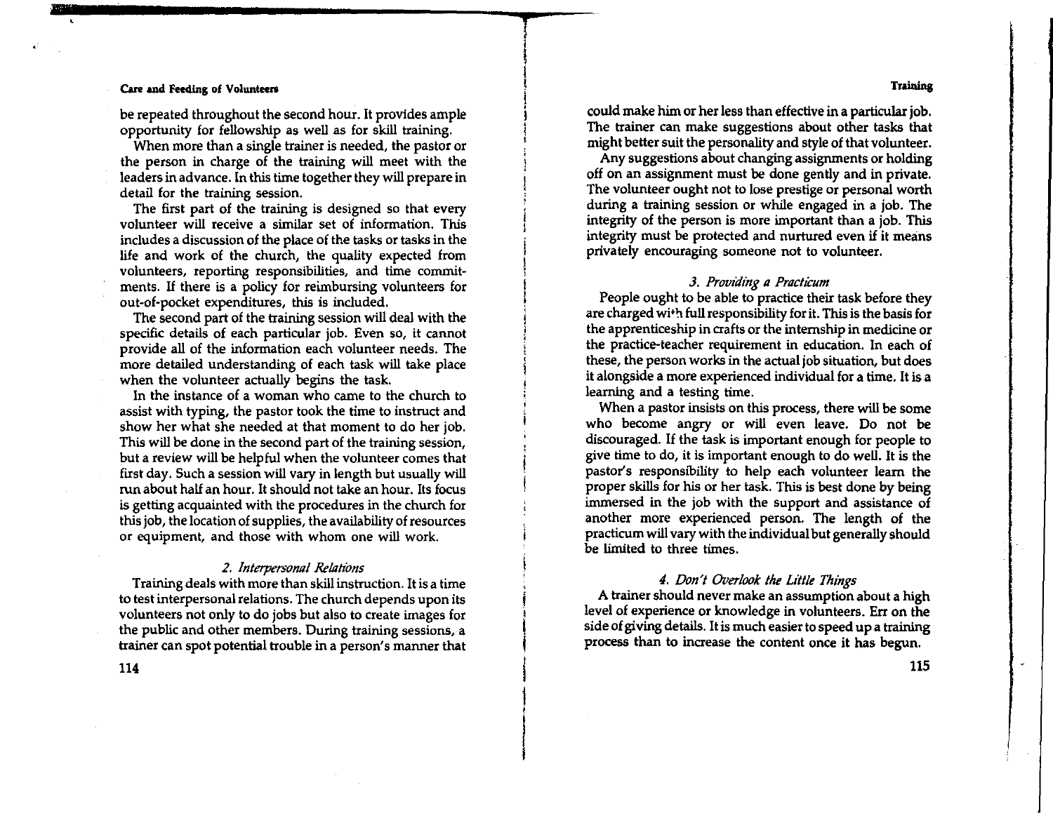be repeated throughout the second hour. It provides ample opportunity for fellowship as well as for skill training.

When more than a single trainer is needed, the pastor or the person in charge of the training will meet with the leaders in advance. In this time together they will prepare in detail for the training session.

The first part of the training is designed so that every volunteer will receive a similar set of information. This includes a discussion of the place of the tasks or tasks in the life and work of the church, the quality expected from volunteers, reporting responsibilities, and time commitments. If there is a policy for reimbursing volunteers for out-of-pocket expenditures, this is included.

The second part of the training session will deal with the specific details of each particular job. Even so, it cannot provide all of the information each volunteer needs. The more detailed understanding of each task will take place when the volunteer actually begins the task.

In the instance of a woman who came to the church to assist with typing, the pastor took the time to instruct and show her what she needed at that moment to do her job. This will be done in the second part of the training session, but a review will be helpful when the volunteer comes that first day. Such a session will vary in length but usually will run about half an hour. It should not take an hour. Its focus is getting acquainted with the procedures in the church for this job, the location of supplies, the availability of resources or equipment, and those with whom one will work.

### *2. Interpersonal Relations*

Training deals with more than skill instruction. It is a time to test interpersonal relations. The church depends upon its volunteers not only to do jobs but also to create images for the public and other members. During training sessions, a trainer can spot potential trouble in a person's manner that could make him or her less than effective in a particular job. The trainer can make suggestions about other tasks that might better suit the personality and style of that volunteer.

Any suggestions about changing assignments or holding off on an assignment must be done gently and in private. The volunteer ought not to lose prestige or personal worth during a training session or while engaged in a job. The integrity of the person is more important than a job. This integrity must be protected and nurtured even if it means privately encouraging someone not to volunteer.

### *3. Providing a Practicum*

People ought to be able to practice their task before they are charged with full responsibility for it. This is the basis for the apprenticeship in crafts or the internship in medicine or the practice-teacher requirement in education. In each of these, the person works in the actual job situation, but does it alongside a more experienced individual for a time. It is a learning and a testing time.

When a pastor insists on this process, there will be some who become angry or will even leave. Do not be discouraged. If the task is important enough for people to give time to do, it is important enough to do well. It is the pastor's responsibility to help each volunteer learn the proper skills for his or her task. This is best done by being immersed in the job with the support and assistance of another more experienced person. The length of the practicum will vary with the individual but generally should be limited to three times.

### *4. Don't Overlook the Little Things*

A trainer should never make an assumption about a high level of experience or knowledge in volunteers. Err on the side of giving details. It is much easier to speed up a training process than to increase the content once it has begun.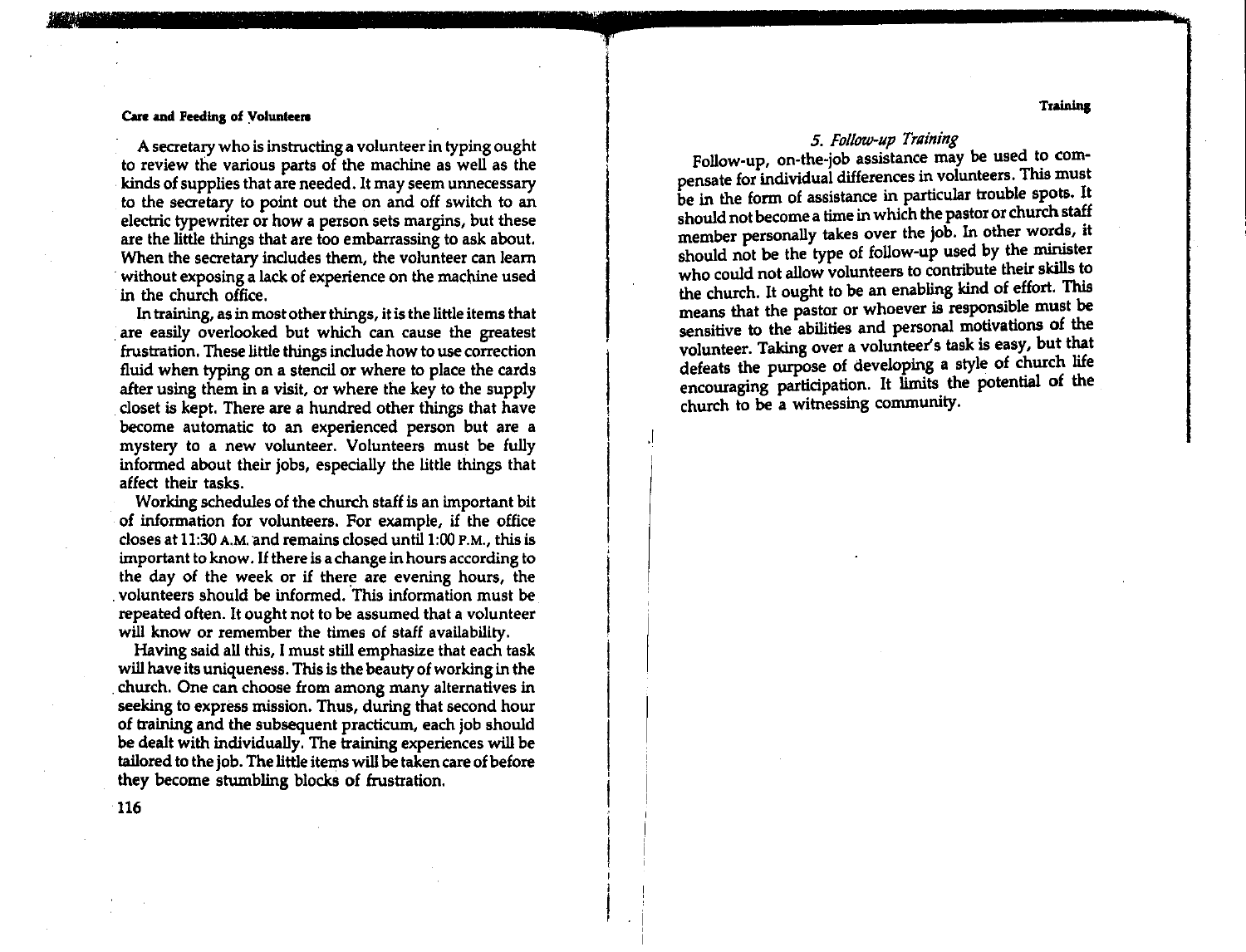A secretary who is instructing a volunteer in typing ought to review the various parts of the machine as well as the kinds of supplies that are needed. It may seem unnecessary to the secretary to point out the on and off switch to an electric typewriter or how a person sets margins, but these are the little things that are too embarrassing to ask about. When the secretary includes them, the volunteer can learn without exposing a lack of experience on the machine used in the church office.

In training, as in most other things, it is the little items that are easily overlooked but which can cause the greatest frustration. These little things include how to use correction fluid when typing on a stencil or where to place the cards after using them in a visit, or where the key to the supply closet is kept. There are a hundred other things that have become automatic to an experienced person but are a mystery to a new volunteer. Volunteers must be fully informed about their jobs, especially the little things that affect their tasks.

Working schedules of the church staff is an important bit of information for volunteers. For example, if the office closes at 11:30 A.M. and remains closed until 1:00 P.M., this is important to know. If there is a change in hours according to the day of the week or if there are evening hours, the volunteers should be informed. This information must be repeated often. It ought not to be assumed that a volunteer will know or remember the times of staff availability.

Having said all this, I must still emphasize that each task will have its uniqueness. This is the beauty of working in the church. One can choose from among many alternatives in seeking to express mission. Thus, during that second hour of training and the subsequent practicum, each job should be dealt with individually. The training experiences will be tailored to the job. The little items will be taken care of before they become stumbling blocks of frustration.

### *5. Follow-up Training*

Follow-up, on-the-job assistance may be used to compensate for individual differences in volunteers. This must be in the form of assistance in particular trouble spots. It should not become a time in which the pastor or church staff member personally takes over the job. In other words, it should not be the type of follow-up used by the minister who could not allow volunteers to contribute their skills to the church. It ought to be an enabling kind of effort. This means that the pastor or whoever is responsible must be sensitive to the abilities and personal motivations of the volunteer. Taking over a volunteer's task is easy, but that defeats the purpose of developing a style of church life encouraging participation. It limits the potential of the church to be a witnessing community.